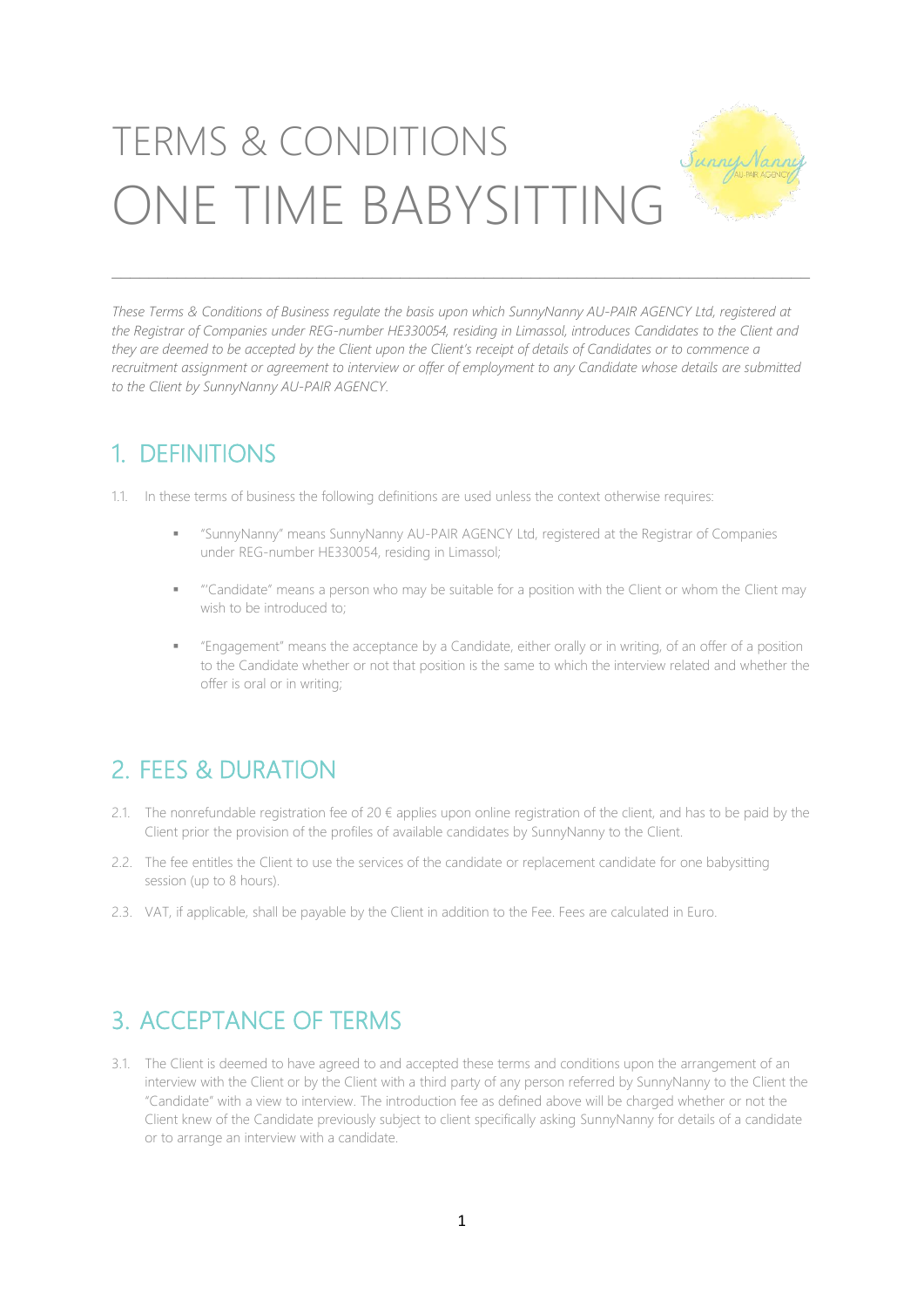# TERMS & CONDITIONS ONE TIME BABYSITTING

*These Terms & Conditions of Business regulate the basis upon which SunnyNanny AU-PAIR AGENCY Ltd, registered at the Registrar of Companies under REG-number HE330054, residing in Limassol, introduces Candidates to the Client and they are deemed to be accepted by the Client upon the Client's receipt of details of Candidates or to commence a recruitment assignment or agreement to interview or offer of employment to any Candidate whose details are submitted to the Client by SunnyNanny AU-PAIR AGENCY.*

## 1. DEFINITIONS

1.1. In these terms of business the following definitions are used unless the context otherwise requires:

- "SunnyNanny" means SunnyNanny AU-PAIR AGENCY Ltd, registered at the Registrar of Companies under REG-number HE330054, residing in Limassol;
- "'Candidate" means a person who may be suitable for a position with the Client or whom the Client may wish to be introduced to;
- "Engagement" means the acceptance by a Candidate, either orally or in writing, of an offer of a position to the Candidate whether or not that position is the same to which the interview related and whether the offer is oral or in writing;

## 2. FEES & DURATION

2.1. The nonrefundable registration fee of 20 € applies upon online registration of the client, and has to be paid by the Client prior the provision of the profiles of available candidates by SunnyNanny to the Client.

2.2. The fee entitles the Client to use the services of the candidate or replacement candidate for one babysitting session (up to 8 hours).

2.3. VAT, if applicable, shall be payable by the Client in addition to the Fee. Fees are calculated in Euro.

## 3. ACCEPTANCE OF TERMS

3.1. The Client is deemed to have agreed to and accepted these terms and conditions upon the arrangement of an interview with the Client or by the Client with a third party of any person referred by SunnyNanny to the Client the "Candidate" with a view to interview. The introduction fee as defined above will be charged whether or not the Client knew of the Candidate previously subject to client specifically asking SunnyNanny for details of a candidate or to arrange an interview with a candidate.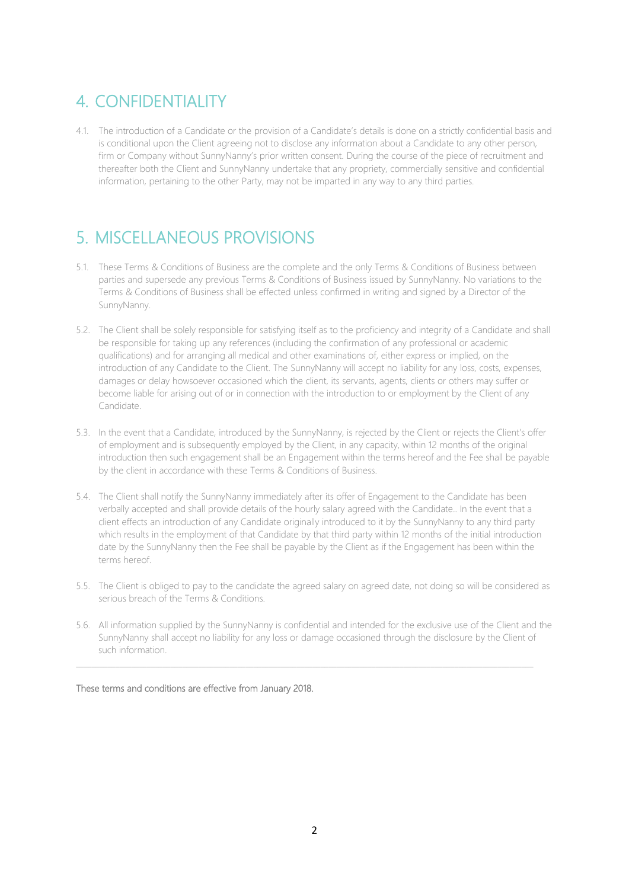## 4. CONFIDENTIALITY

4.1. The introduction of a Candidate or the provision of a Candidate's details is done on a strictly confidential basis and is conditional upon the Client agreeing not to disclose any information about a Candidate to any other person, firm or Company without SunnyNanny's prior written consent. During the course of the piece of recruitment and thereafter both the Client and SunnyNanny undertake that any propriety, commercially sensitive and confidential information, pertaining to the other Party, may not be imparted in any way to any third parties.

## 5. MISCELLANEOUS PROVISIONS

5.1. These Terms & Conditions of Business are the complete and the only Terms & Conditions of Business between parties and supersede any previous Terms & Conditions of Business issued by SunnyNanny. No variations to the Terms & Conditions of Business shall be effected unless confirmed in writing and signed by a Director of the SunnyNanny.

5.2. The Client shall be solely responsible for satisfying itself as to the proficiency and integrity of a Candidate and shall be responsible for taking up any references (including the confirmation of any professional or academic qualifications) and for arranging all medical and other examinations of, either express or implied, on the introduction of any Candidate to the Client. The SunnyNanny will accept no liability for any loss, costs, expenses, damages or delay howsoever occasioned which the client, its servants, agents, clients or others may suffer or become liable for arising out of or in connection with the introduction to or employment by the Client of any Candidate.

5.3. In the event that a Candidate, introduced by the SunnyNanny, is rejected by the Client or rejects the Client's offer of employment and is subsequently employed by the Client, in any capacity, within 12 months of the original introduction then such engagement shall be an Engagement within the terms hereof and the Fee shall be payable by the client in accordance with these Terms & Conditions of Business.

5.4. The Client shall notify the SunnyNanny immediately after its offer of Engagement to the Candidate has been verbally accepted and shall provide details of the hourly salary agreed with the Candidate.. In the event that a client effects an introduction of any Candidate originally introduced to it by the SunnyNanny to any third party which results in the employment of that Candidate by that third party within 12 months of the initial introduction date by the SunnyNanny then the Fee shall be payable by the Client as if the Engagement has been within the terms hereof.

5.5. The Client is obliged to pay to the candidate the agreed salary on agreed date, not doing so will be considered as serious breach of the Terms & Conditions.

5.6. All information supplied by the SunnyNanny is confidential and intended for the exclusive use of the Client and the SunnyNanny shall accept no liability for any loss or damage occasioned through the disclosure by the Client of such information.

---

These terms and conditions are effective from January 2018.